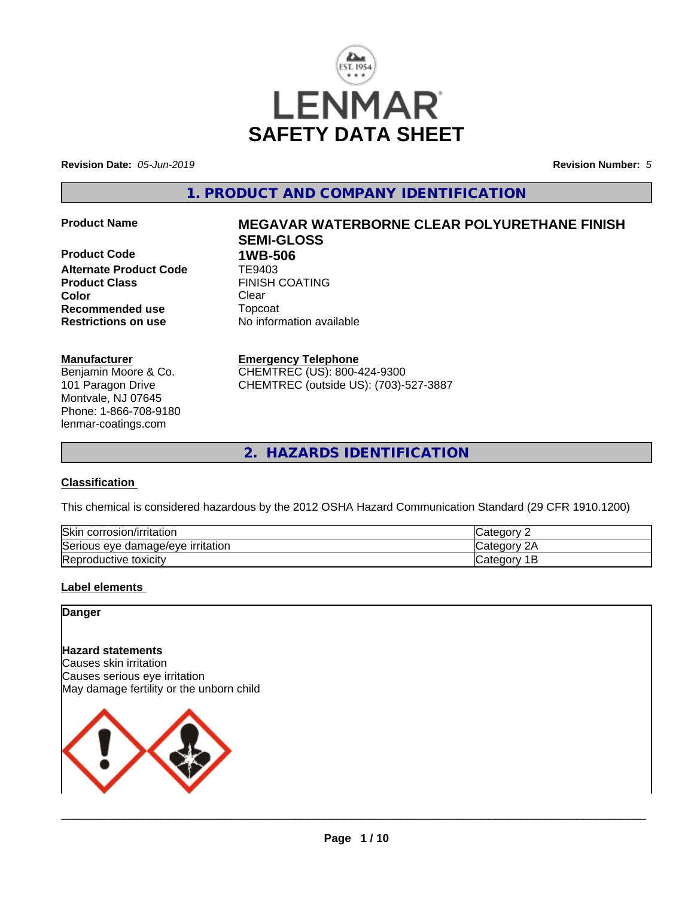# LENMAR
# SAFETY DATA SHEET

**Revision Date:** *05-Jun-2019* **Revision Number:** *5*

## 1. PRODUCT AND COMPANY IDENTIFICATION

| | |
|---|---|
| **Product Name** | **MEGAVAR WATERBORNE CLEAR POLYURETHANE FINISH SEMI-GLOSS** |
| **Product Code** | **1WB-506** |
| **Alternate Product Code** | TE9403 |
| **Product Class** | FINISH COATING |
| **Color** | Clear |
| **Recommended use** | Topcoat |
| **Restrictions on use** | No information available |

**Manufacturer**
Benjamin Moore & Co.
101 Paragon Drive
Montvale, NJ 07645
Phone: 1-866-708-9180
lenmar-coatings.com

**Emergency Telephone**
CHEMTREC (US): 800-424-9300
CHEMTREC (outside US): (703)-527-3887

## 2. HAZARDS IDENTIFICATION

### Classification

This chemical is considered hazardous by the 2012 OSHA Hazard Communication Standard (29 CFR 1910.1200)

| | |
|---|---|
| Skin corrosion/irritation | Category 2 |
| Serious eye damage/eye irritation | Category 2A |
| Reproductive toxicity | Category 1B |

### Label elements

**Danger**

**Hazard statements**
Causes skin irritation
Causes serious eye irritation
May damage fertility or the unborn child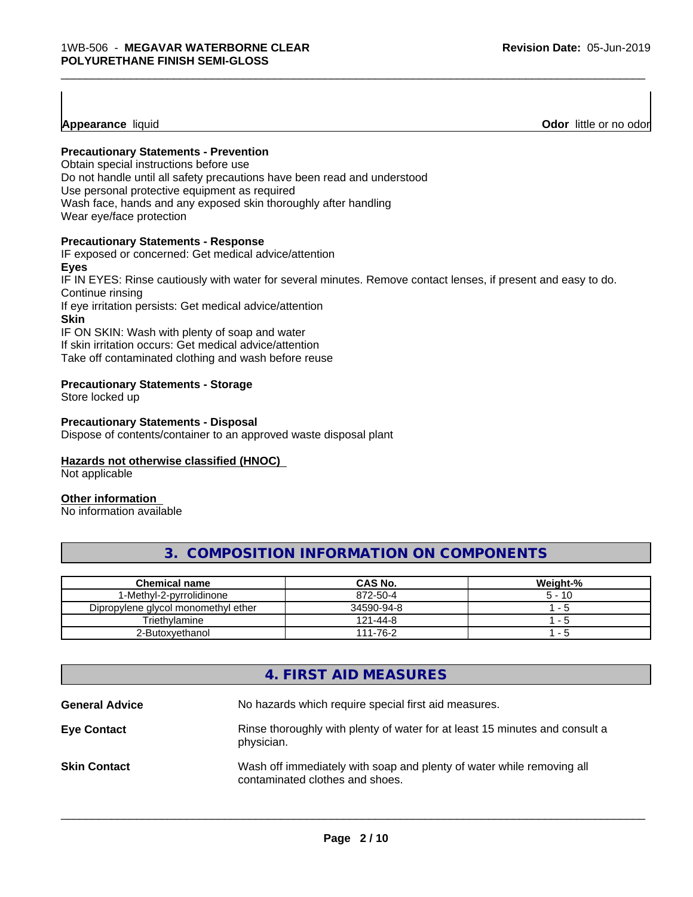**Appearance** liquid **Odor** little or no odor

**Precautionary Statements - Prevention**

Obtain special instructions before use
Do not handle until all safety precautions have been read and understood
Use personal protective equipment as required
Wash face, hands and any exposed skin thoroughly after handling
Wear eye/face protection

**Precautionary Statements - Response**

IF exposed or concerned: Get medical advice/attention

**Eyes**

IF IN EYES: Rinse cautiously with water for several minutes. Remove contact lenses, if present and easy to do. Continue rinsing
If eye irritation persists: Get medical advice/attention

**Skin**

IF ON SKIN: Wash with plenty of soap and water
If skin irritation occurs: Get medical advice/attention
Take off contaminated clothing and wash before reuse

**Precautionary Statements - Storage**

Store locked up

**Precautionary Statements - Disposal**

Dispose of contents/container to an approved waste disposal plant

**Hazards not otherwise classified (HNOC)**

Not applicable

**Other information**

No information available

## 3. COMPOSITION INFORMATION ON COMPONENTS

| Chemical name | CAS No. | Weight-% |
|---|---|---|
| 1-Methyl-2-pyrrolidinone | 872-50-4 | 5 - 10 |
| Dipropylene glycol monomethyl ether | 34590-94-8 | 1 - 5 |
| Triethylamine | 121-44-8 | 1 - 5 |
| 2-Butoxyethanol | 111-76-2 | 1 - 5 |

## 4. FIRST AID MEASURES

**General Advice** No hazards which require special first aid measures.

**Eye Contact** Rinse thoroughly with plenty of water for at least 15 minutes and consult a physician.

**Skin Contact** Wash off immediately with soap and plenty of water while removing all contaminated clothes and shoes.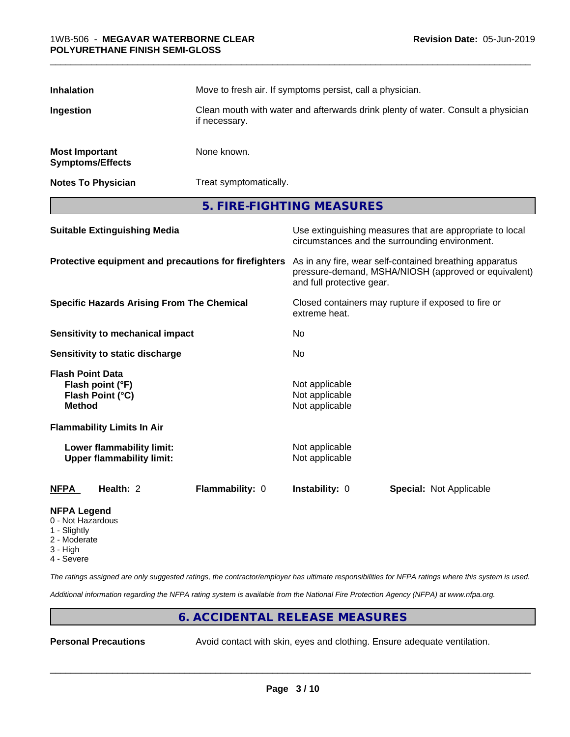| | |
|---|---|
| **Inhalation** | Move to fresh air. If symptoms persist, call a physician. |
| **Ingestion** | Clean mouth with water and afterwards drink plenty of water. Consult a physician if necessary. |
| **Most Important Symptoms/Effects** | None known. |
| **Notes To Physician** | Treat symptomatically. |

## 5. FIRE-FIGHTING MEASURES

| | |
|---|---|
| **Suitable Extinguishing Media** | Use extinguishing measures that are appropriate to local circumstances and the surrounding environment. |
| **Protective equipment and precautions for firefighters** | As in any fire, wear self-contained breathing apparatus pressure-demand, MSHA/NIOSH (approved or equivalent) and full protective gear. |
| **Specific Hazards Arising From The Chemical** | Closed containers may rupture if exposed to fire or extreme heat. |
| **Sensitivity to mechanical impact** | No |
| **Sensitivity to static discharge** | No |

**Flash Point Data**

| | |
|---|---|
| **Flash point (°F)** | Not applicable |
| **Flash Point (°C)** | Not applicable |
| **Method** | Not applicable |

**Flammability Limits In Air**

| | |
|---|---|
| **Lower flammability limit:** | Not applicable |
| **Upper flammability limit:** | Not applicable |

| **NFPA** | **Health:** 2 | **Flammability:** 0 | **Instability:** 0 | **Special:** Not Applicable |
|---|---|---|---|---|

**NFPA Legend**
- 0 - Not Hazardous
- 1 - Slightly
- 2 - Moderate
- 3 - High
- 4 - Severe

*The ratings assigned are only suggested ratings, the contractor/employer has ultimate responsibilities for NFPA ratings where this system is used.*

*Additional information regarding the NFPA rating system is available from the National Fire Protection Agency (NFPA) at www.nfpa.org.*

## 6. ACCIDENTAL RELEASE MEASURES

| | |
|---|---|
| **Personal Precautions** | Avoid contact with skin, eyes and clothing. Ensure adequate ventilation. |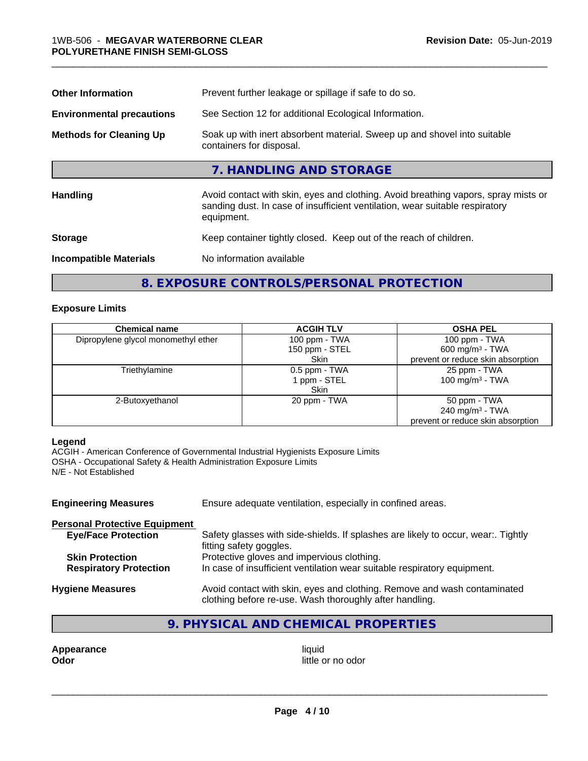| | |
|---|---|
| **Other Information** | Prevent further leakage or spillage if safe to do so. |
| **Environmental precautions** | See Section 12 for additional Ecological Information. |
| **Methods for Cleaning Up** | Soak up with inert absorbent material. Sweep up and shovel into suitable containers for disposal. |

## 7. HANDLING AND STORAGE

| | |
|---|---|
| **Handling** | Avoid contact with skin, eyes and clothing. Avoid breathing vapors, spray mists or sanding dust. In case of insufficient ventilation, wear suitable respiratory equipment. |
| **Storage** | Keep container tightly closed. Keep out of the reach of children. |
| **Incompatible Materials** | No information available |

## 8. EXPOSURE CONTROLS/PERSONAL PROTECTION

### Exposure Limits

| Chemical name | ACGIH TLV | OSHA PEL |
|---|---|---|
| Dipropylene glycol monomethyl ether | 100 ppm - TWA<br>150 ppm - STEL<br>Skin | 100 ppm - TWA<br>600 mg/m³ - TWA<br>prevent or reduce skin absorption |
| Triethylamine | 0.5 ppm - TWA<br>1 ppm - STEL<br>Skin | 25 ppm - TWA<br>100 mg/m³ - TWA |
| 2-Butoxyethanol | 20 ppm - TWA | 50 ppm - TWA<br>240 mg/m³ - TWA<br>prevent or reduce skin absorption |

**Legend**
ACGIH - American Conference of Governmental Industrial Hygienists Exposure Limits
OSHA - Occupational Safety & Health Administration Exposure Limits
N/E - Not Established

**Engineering Measures** Ensure adequate ventilation, especially in confined areas.

**Personal Protective Equipment**

| | |
|---|---|
| **Eye/Face Protection** | Safety glasses with side-shields. If splashes are likely to occur, wear:. Tightly fitting safety goggles. |
| **Skin Protection** | Protective gloves and impervious clothing. |
| **Respiratory Protection** | In case of insufficient ventilation wear suitable respiratory equipment. |

**Hygiene Measures** Avoid contact with skin, eyes and clothing. Remove and wash contaminated clothing before re-use. Wash thoroughly after handling.

## 9. PHYSICAL AND CHEMICAL PROPERTIES

| | |
|---|---|
| **Appearance** | liquid |
| **Odor** | little or no odor |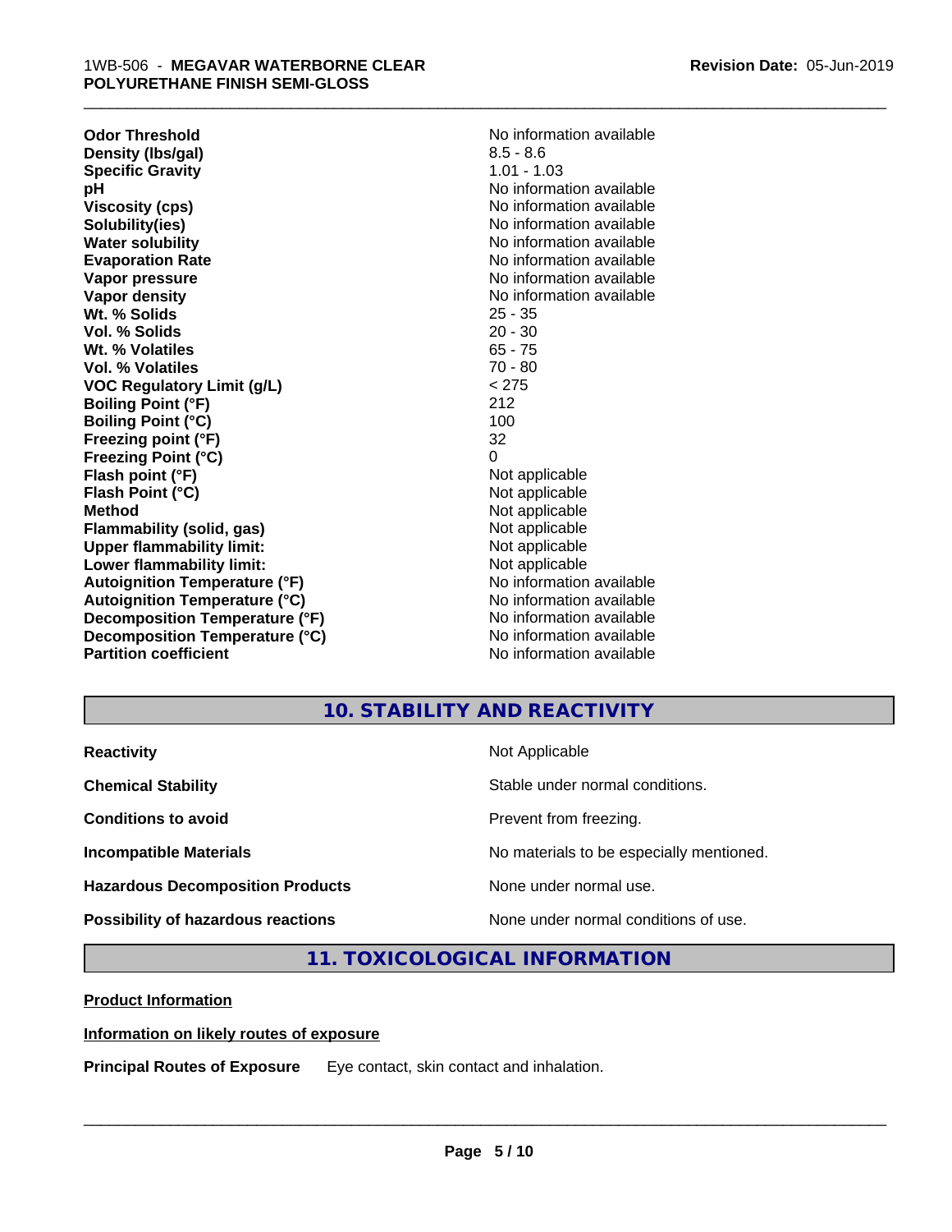| | |
|---|---|
| **Odor Threshold** | No information available |
| **Density (lbs/gal)** | 8.5 - 8.6 |
| **Specific Gravity** | 1.01 - 1.03 |
| **pH** | No information available |
| **Viscosity (cps)** | No information available |
| **Solubility(ies)** | No information available |
| **Water solubility** | No information available |
| **Evaporation Rate** | No information available |
| **Vapor pressure** | No information available |
| **Vapor density** | No information available |
| **Wt. % Solids** | 25 - 35 |
| **Vol. % Solids** | 20 - 30 |
| **Wt. % Volatiles** | 65 - 75 |
| **Vol. % Volatiles** | 70 - 80 |
| **VOC Regulatory Limit (g/L)** | < 275 |
| **Boiling Point (°F)** | 212 |
| **Boiling Point (°C)** | 100 |
| **Freezing point (°F)** | 32 |
| **Freezing Point (°C)** | 0 |
| **Flash point (°F)** | Not applicable |
| **Flash Point (°C)** | Not applicable |
| **Method** | Not applicable |
| **Flammability (solid, gas)** | Not applicable |
| **Upper flammability limit:** | Not applicable |
| **Lower flammability limit:** | Not applicable |
| **Autoignition Temperature (°F)** | No information available |
| **Autoignition Temperature (°C)** | No information available |
| **Decomposition Temperature (°F)** | No information available |
| **Decomposition Temperature (°C)** | No information available |
| **Partition coefficient** | No information available |

## 10. STABILITY AND REACTIVITY

| | |
|---|---|
| **Reactivity** | Not Applicable |
| **Chemical Stability** | Stable under normal conditions. |
| **Conditions to avoid** | Prevent from freezing. |
| **Incompatible Materials** | No materials to be especially mentioned. |
| **Hazardous Decomposition Products** | None under normal use. |
| **Possibility of hazardous reactions** | None under normal conditions of use. |

## 11. TOXICOLOGICAL INFORMATION

**Product Information**

**Information on likely routes of exposure**

**Principal Routes of Exposure** Eye contact, skin contact and inhalation.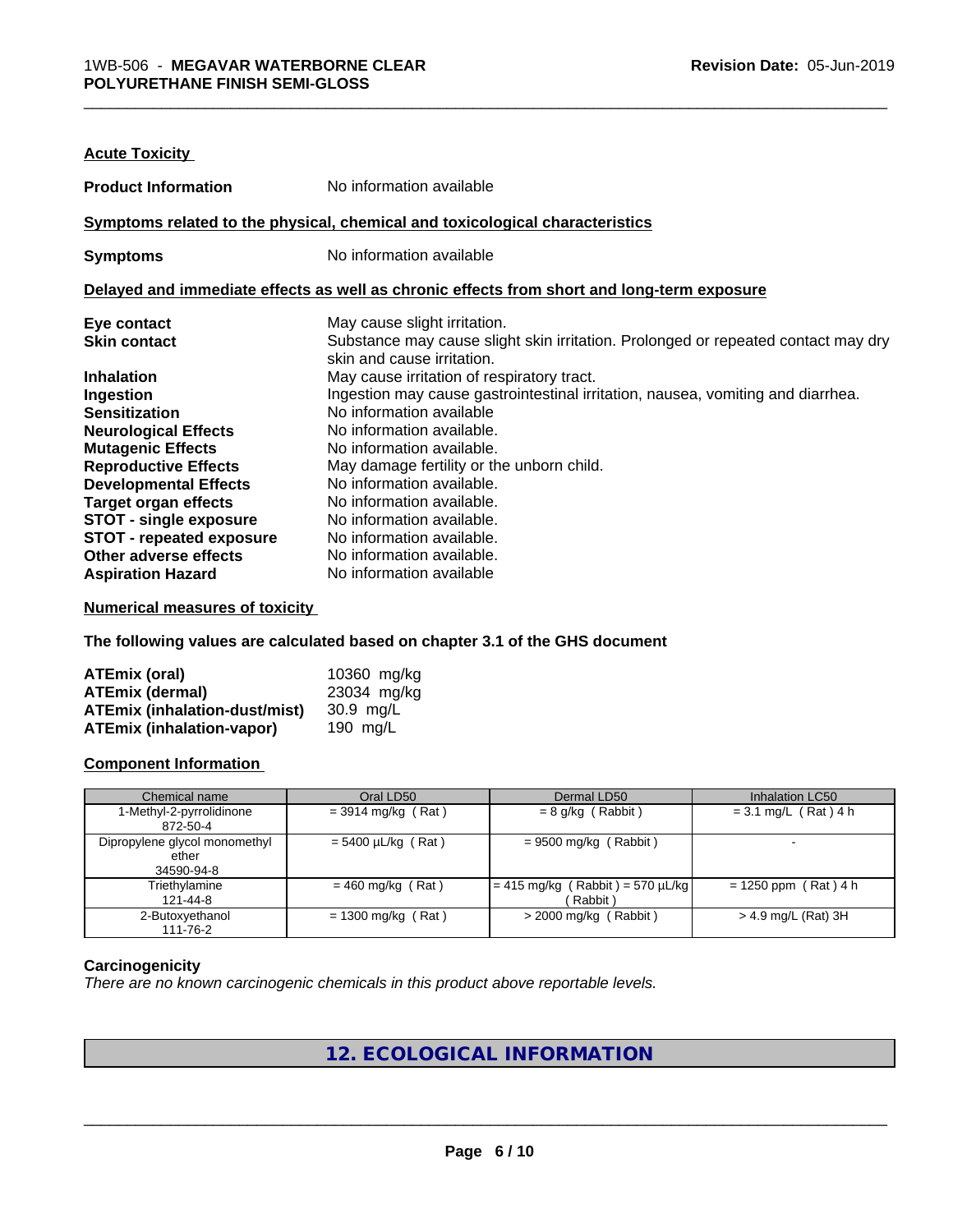### Acute Toxicity

**Product Information** No information available

#### Symptoms related to the physical, chemical and toxicological characteristics

**Symptoms** No information available

#### Delayed and immediate effects as well as chronic effects from short and long-term exposure

| | |
|---|---|
| **Eye contact** | May cause slight irritation. |
| **Skin contact** | Substance may cause slight skin irritation. Prolonged or repeated contact may dry skin and cause irritation. |
| **Inhalation** | May cause irritation of respiratory tract. |
| **Ingestion** | Ingestion may cause gastrointestinal irritation, nausea, vomiting and diarrhea. |
| **Sensitization** | No information available |
| **Neurological Effects** | No information available. |
| **Mutagenic Effects** | No information available. |
| **Reproductive Effects** | May damage fertility or the unborn child. |
| **Developmental Effects** | No information available. |
| **Target organ effects** | No information available. |
| **STOT - single exposure** | No information available. |
| **STOT - repeated exposure** | No information available. |
| **Other adverse effects** | No information available. |
| **Aspiration Hazard** | No information available |

#### Numerical measures of toxicity

**The following values are calculated based on chapter 3.1 of the GHS document**

| | |
|---|---|
| **ATEmix (oral)** | 10360 mg/kg |
| **ATEmix (dermal)** | 23034 mg/kg |
| **ATEmix (inhalation-dust/mist)** | 30.9 mg/L |
| **ATEmix (inhalation-vapor)** | 190 mg/L |

#### Component Information

| Chemical name | Oral LD50 | Dermal LD50 | Inhalation LC50 |
|---|---|---|---|
| 1-Methyl-2-pyrrolidinone 872-50-4 | = 3914 mg/kg ( Rat ) | = 8 g/kg ( Rabbit ) | = 3.1 mg/L ( Rat ) 4 h |
| Dipropylene glycol monomethyl ether 34590-94-8 | = 5400 µL/kg ( Rat ) | = 9500 mg/kg ( Rabbit ) | - |
| Triethylamine 121-44-8 | = 460 mg/kg ( Rat ) | = 415 mg/kg ( Rabbit ) = 570 µL/kg ( Rabbit ) | = 1250 ppm ( Rat ) 4 h |
| 2-Butoxyethanol 111-76-2 | = 1300 mg/kg ( Rat ) | > 2000 mg/kg ( Rabbit ) | > 4.9 mg/L (Rat) 3H |

#### Carcinogenicity

*There are no known carcinogenic chemicals in this product above reportable levels.*

## 12. ECOLOGICAL INFORMATION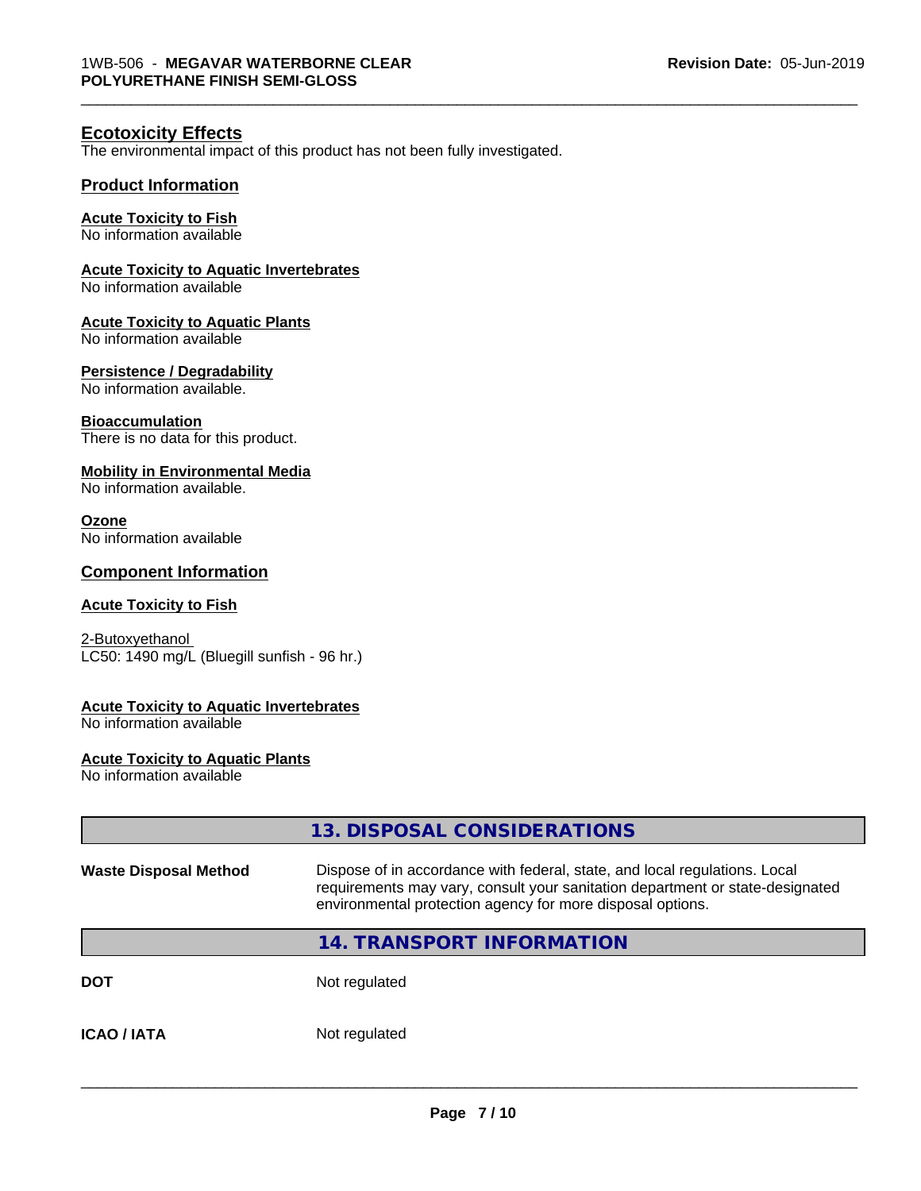## Ecotoxicity Effects

The environmental impact of this product has not been fully investigated.

### Product Information

**Acute Toxicity to Fish**
No information available

**Acute Toxicity to Aquatic Invertebrates**
No information available

**Acute Toxicity to Aquatic Plants**
No information available

**Persistence / Degradability**
No information available.

**Bioaccumulation**
There is no data for this product.

**Mobility in Environmental Media**
No information available.

**Ozone**
No information available

### Component Information

**Acute Toxicity to Fish**

2-Butoxyethanol
LC50: 1490 mg/L (Bluegill sunfish - 96 hr.)

**Acute Toxicity to Aquatic Invertebrates**
No information available

**Acute Toxicity to Aquatic Plants**
No information available

## 13. DISPOSAL CONSIDERATIONS

| | |
|---|---|
| **Waste Disposal Method** | Dispose of in accordance with federal, state, and local regulations. Local requirements may vary, consult your sanitation department or state-designated environmental protection agency for more disposal options. |

## 14. TRANSPORT INFORMATION

| | |
|---|---|
| **DOT** | Not regulated |
| **ICAO / IATA** | Not regulated |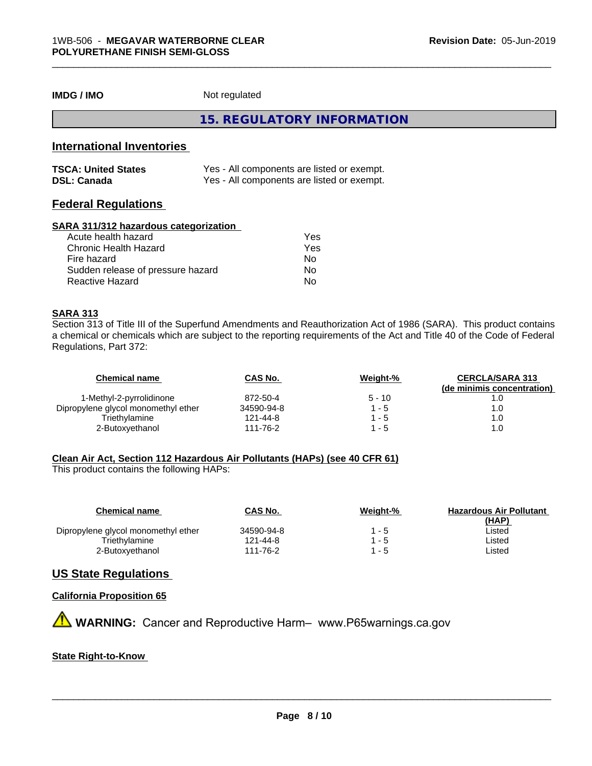**IMDG / IMO** Not regulated

## 15. REGULATORY INFORMATION

### International Inventories

| | |
|---|---|
| **TSCA: United States** | Yes - All components are listed or exempt. |
| **DSL: Canada** | Yes - All components are listed or exempt. |

### Federal Regulations

**SARA 311/312 hazardous categorization**

| | |
|---|---|
| Acute health hazard | Yes |
| Chronic Health Hazard | Yes |
| Fire hazard | No |
| Sudden release of pressure hazard | No |
| Reactive Hazard | No |

**SARA 313**

Section 313 of Title III of the Superfund Amendments and Reauthorization Act of 1986 (SARA). This product contains a chemical or chemicals which are subject to the reporting requirements of the Act and Title 40 of the Code of Federal Regulations, Part 372:

| Chemical name | CAS No. | Weight-% | CERCLA/SARA 313 (de minimis concentration) |
|---|---|---|---|
| 1-Methyl-2-pyrrolidinone | 872-50-4 | 5 - 10 | 1.0 |
| Dipropylene glycol monomethyl ether | 34590-94-8 | 1 - 5 | 1.0 |
| Triethylamine | 121-44-8 | 1 - 5 | 1.0 |
| 2-Butoxyethanol | 111-76-2 | 1 - 5 | 1.0 |

**Clean Air Act, Section 112 Hazardous Air Pollutants (HAPs) (see 40 CFR 61)**

This product contains the following HAPs:

| Chemical name | CAS No. | Weight-% | Hazardous Air Pollutant (HAP) |
|---|---|---|---|
| Dipropylene glycol monomethyl ether | 34590-94-8 | 1 - 5 | Listed |
| Triethylamine | 121-44-8 | 1 - 5 | Listed |
| 2-Butoxyethanol | 111-76-2 | 1 - 5 | Listed |

### US State Regulations

**California Proposition 65**

⚠ **WARNING:** Cancer and Reproductive Harm– www.P65warnings.ca.gov

**State Right-to-Know**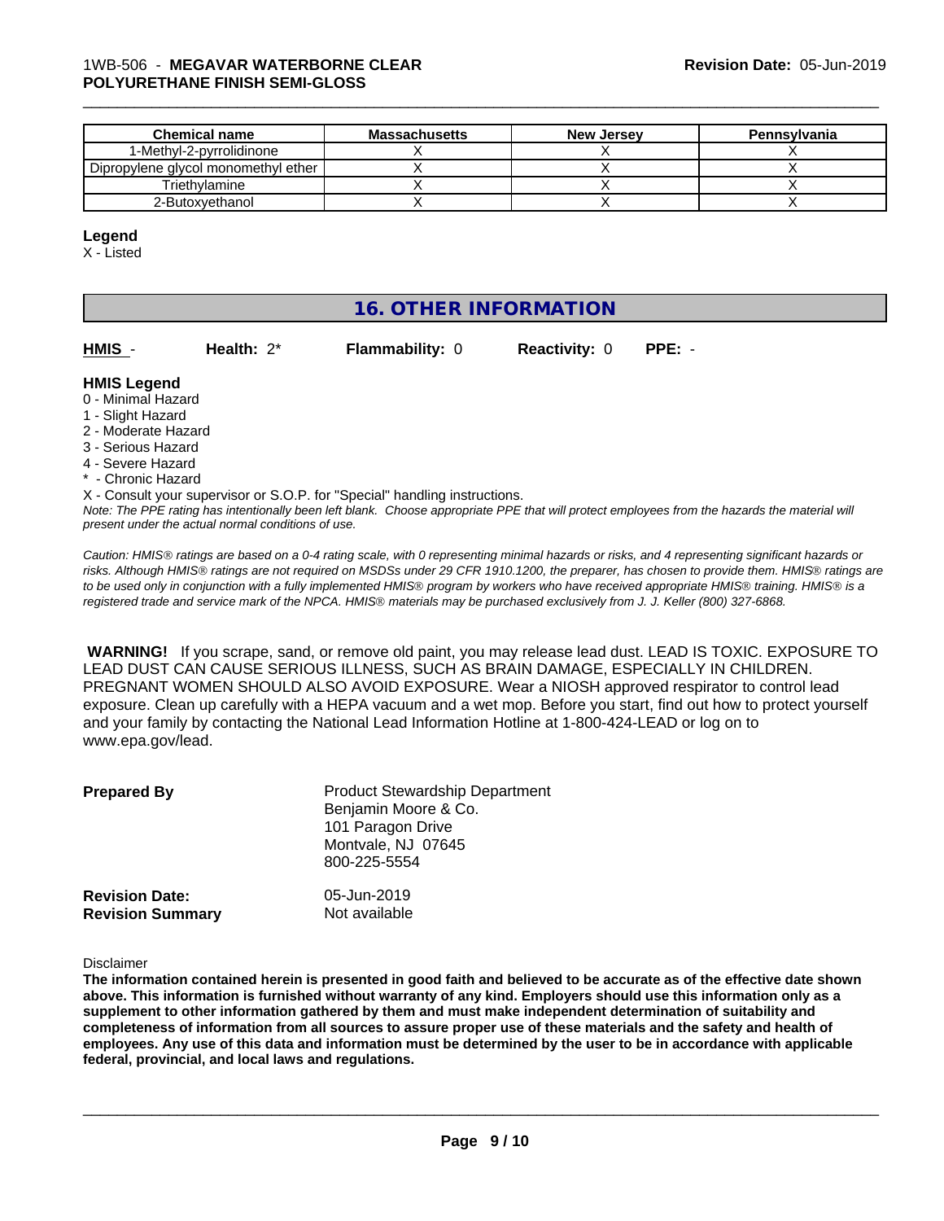| Chemical name | Massachusetts | New Jersey | Pennsylvania |
| --- | --- | --- | --- |
| 1-Methyl-2-pyrrolidinone | X | X | X |
| Dipropylene glycol monomethyl ether | X | X | X |
| Triethylamine | X | X | X |
| 2-Butoxyethanol | X | X | X |

**Legend**

X - Listed

## 16. OTHER INFORMATION

**HMIS** - **Health:** 2* **Flammability:** 0 **Reactivity:** 0 **PPE:** -

**HMIS Legend**

0 - Minimal Hazard
1 - Slight Hazard
2 - Moderate Hazard
3 - Serious Hazard
4 - Severe Hazard
* - Chronic Hazard
X - Consult your supervisor or S.O.P. for "Special" handling instructions.

*Note: The PPE rating has intentionally been left blank. Choose appropriate PPE that will protect employees from the hazards the material will present under the actual normal conditions of use.*

*Caution: HMIS® ratings are based on a 0-4 rating scale, with 0 representing minimal hazards or risks, and 4 representing significant hazards or risks. Although HMIS® ratings are not required on MSDSs under 29 CFR 1910.1200, the preparer, has chosen to provide them. HMIS® ratings are to be used only in conjunction with a fully implemented HMIS® program by workers who have received appropriate HMIS® training. HMIS® is a registered trade and service mark of the NPCA. HMIS® materials may be purchased exclusively from J. J. Keller (800) 327-6868.*

**WARNING!** If you scrape, sand, or remove old paint, you may release lead dust. LEAD IS TOXIC. EXPOSURE TO LEAD DUST CAN CAUSE SERIOUS ILLNESS, SUCH AS BRAIN DAMAGE, ESPECIALLY IN CHILDREN. PREGNANT WOMEN SHOULD ALSO AVOID EXPOSURE. Wear a NIOSH approved respirator to control lead exposure. Clean up carefully with a HEPA vacuum and a wet mop. Before you start, find out how to protect yourself and your family by contacting the National Lead Information Hotline at 1-800-424-LEAD or log on to www.epa.gov/lead.

**Prepared By**
Product Stewardship Department
Benjamin Moore & Co.
101 Paragon Drive
Montvale, NJ 07645
800-225-5554

**Revision Date:** 05-Jun-2019
**Revision Summary** Not available

Disclaimer

**The information contained herein is presented in good faith and believed to be accurate as of the effective date shown above. This information is furnished without warranty of any kind. Employers should use this information only as a supplement to other information gathered by them and must make independent determination of suitability and completeness of information from all sources to assure proper use of these materials and the safety and health of employees. Any use of this data and information must be determined by the user to be in accordance with applicable federal, provincial, and local laws and regulations.**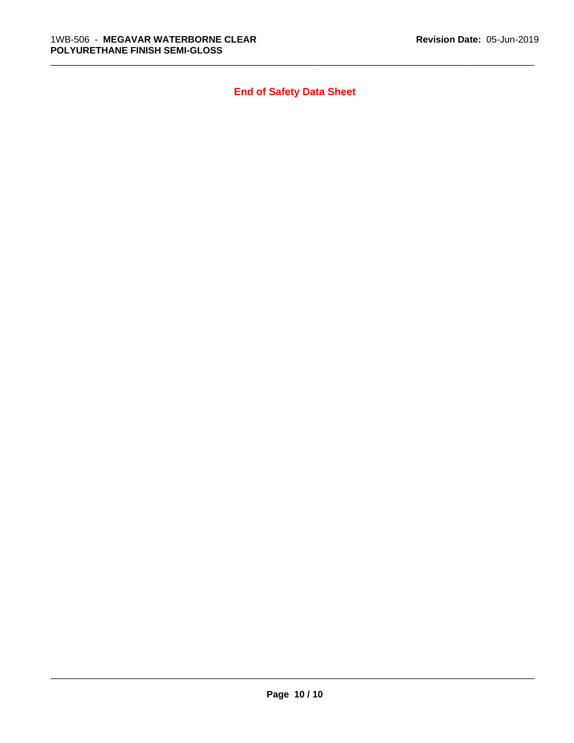**End of Safety Data Sheet**